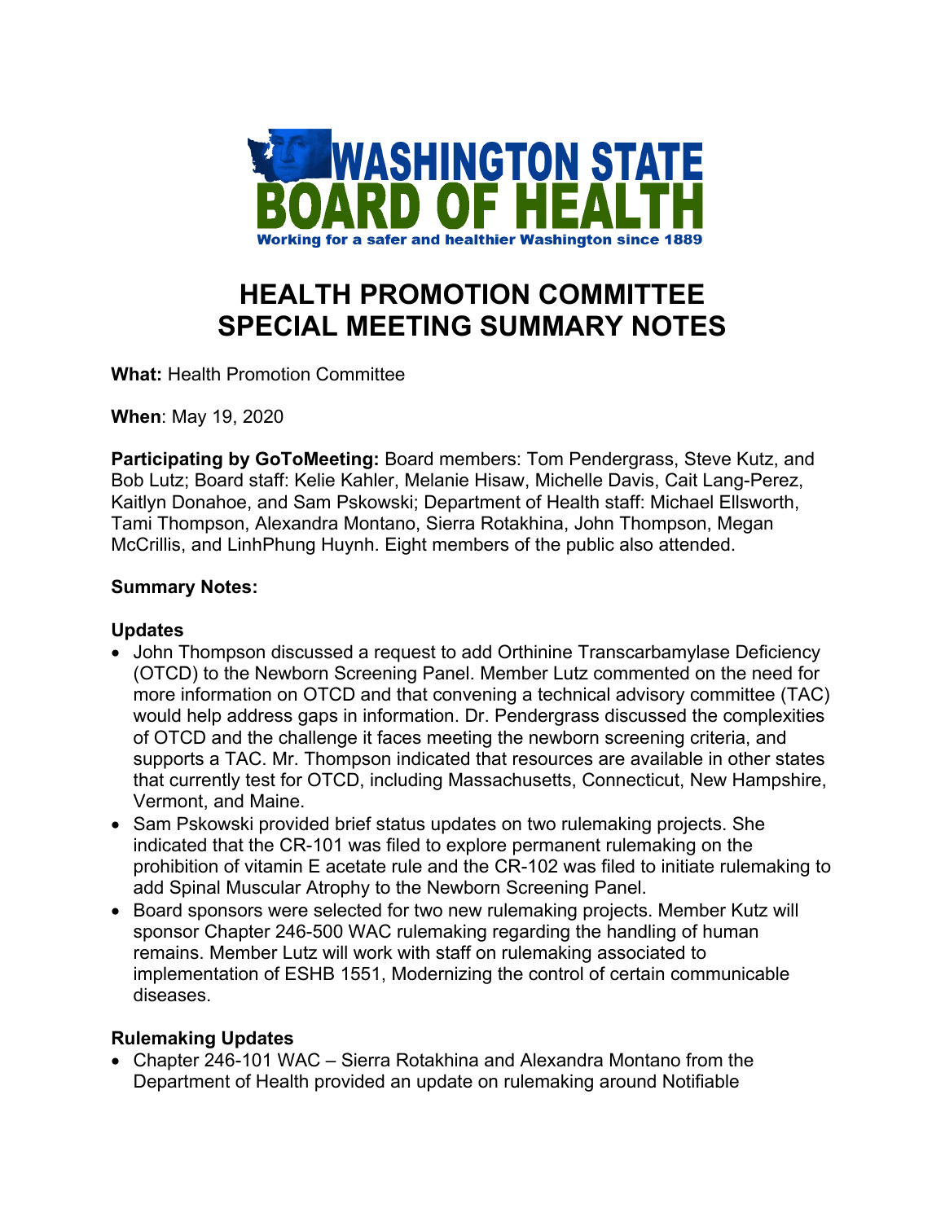WASHINGTON STATE BOARD OF HEALTH

Working for a safer and healthier Washington since 1889

# HEALTH PROMOTION COMMITTEE SPECIAL MEETING SUMMARY NOTES

**What:** Health Promotion Committee

**When**: May 19, 2020

**Participating by GoToMeeting:** Board members: Tom Pendergrass, Steve Kutz, and Bob Lutz; Board staff: Kelie Kahler, Melanie Hisaw, Michelle Davis, Cait Lang-Perez, Kaitlyn Donahoe, and Sam Pskowski; Department of Health staff: Michael Ellsworth, Tami Thompson, Alexandra Montano, Sierra Rotakhina, John Thompson, Megan McCrillis, and LinhPhung Huynh. Eight members of the public also attended.

**Summary Notes:**

**Updates**

- John Thompson discussed a request to add Orthinine Transcarbamylase Deficiency (OTCD) to the Newborn Screening Panel. Member Lutz commented on the need for more information on OTCD and that convening a technical advisory committee (TAC) would help address gaps in information. Dr. Pendergrass discussed the complexities of OTCD and the challenge it faces meeting the newborn screening criteria, and supports a TAC. Mr. Thompson indicated that resources are available in other states that currently test for OTCD, including Massachusetts, Connecticut, New Hampshire, Vermont, and Maine.
- Sam Pskowski provided brief status updates on two rulemaking projects. She indicated that the CR-101 was filed to explore permanent rulemaking on the prohibition of vitamin E acetate rule and the CR-102 was filed to initiate rulemaking to add Spinal Muscular Atrophy to the Newborn Screening Panel.
- Board sponsors were selected for two new rulemaking projects. Member Kutz will sponsor Chapter 246-500 WAC rulemaking regarding the handling of human remains. Member Lutz will work with staff on rulemaking associated to implementation of ESHB 1551, Modernizing the control of certain communicable diseases.

**Rulemaking Updates**

- Chapter 246-101 WAC – Sierra Rotakhina and Alexandra Montano from the Department of Health provided an update on rulemaking around Notifiable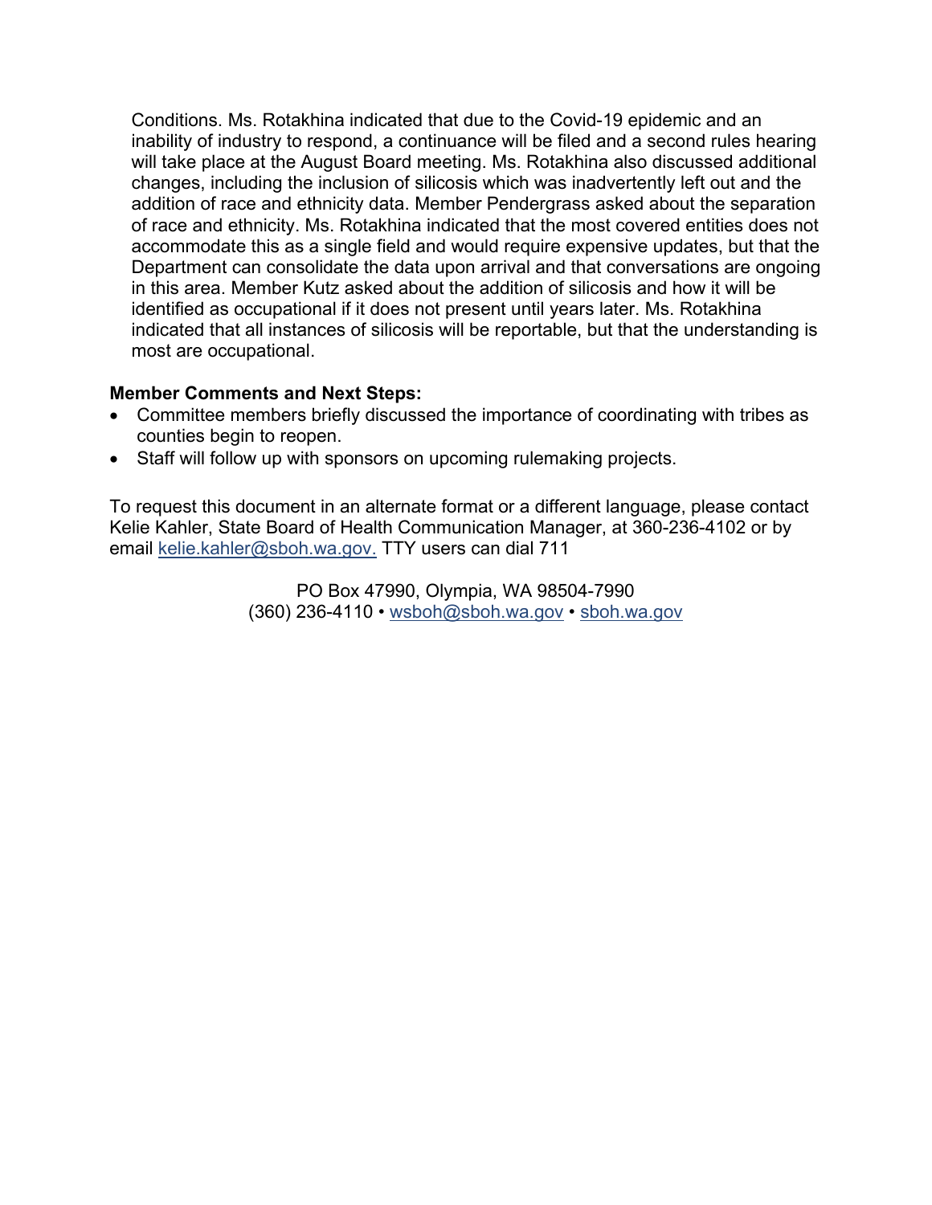Conditions. Ms. Rotakhina indicated that due to the Covid-19 epidemic and an inability of industry to respond, a continuance will be filed and a second rules hearing will take place at the August Board meeting. Ms. Rotakhina also discussed additional changes, including the inclusion of silicosis which was inadvertently left out and the addition of race and ethnicity data. Member Pendergrass asked about the separation of race and ethnicity. Ms. Rotakhina indicated that the most covered entities does not accommodate this as a single field and would require expensive updates, but that the Department can consolidate the data upon arrival and that conversations are ongoing in this area. Member Kutz asked about the addition of silicosis and how it will be identified as occupational if it does not present until years later. Ms. Rotakhina indicated that all instances of silicosis will be reportable, but that the understanding is most are occupational.

**Member Comments and Next Steps:**

- Committee members briefly discussed the importance of coordinating with tribes as counties begin to reopen.
- Staff will follow up with sponsors on upcoming rulemaking projects.

To request this document in an alternate format or a different language, please contact Kelie Kahler, State Board of Health Communication Manager, at 360-236-4102 or by email kelie.kahler@sboh.wa.gov. TTY users can dial 711

PO Box 47990, Olympia, WA 98504-7990
(360) 236-4110 • wsboh@sboh.wa.gov • sboh.wa.gov